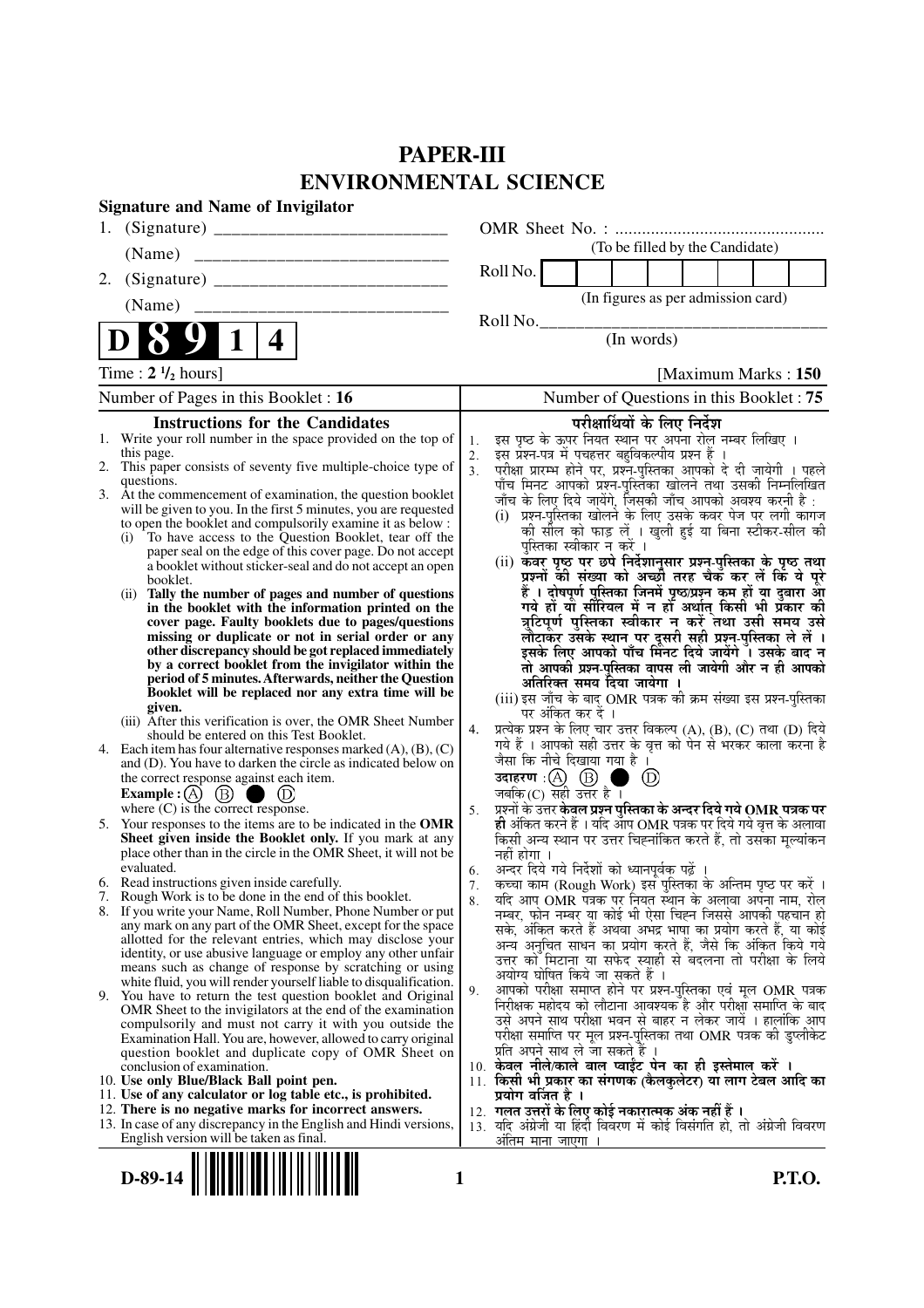# PAPER-III
# ENVIRONMENTAL SCIENCE

**Signature and Name of Invigilator**

1. (Signature) __________________________

   (Name) __________________________

2. (Signature) __________________________

   (Name) __________________________

OMR Sheet No. : ...............................................

(To be filled by the Candidate)

Roll No. [ ]

(In figures as per admission card)

Roll No.________________________________

(In words)

**D 8 9 1 4**

Time : **2 ½ hours**] [Maximum Marks : **150**

Number of Pages in this Booklet : **16**

Number of Questions in this Booklet : **75**

## Instructions for the Candidates

1. Write your roll number in the space provided on the top of this page.
2. This paper consists of seventy five multiple-choice type of questions.
3. At the commencement of examination, the question booklet will be given to you. In the first 5 minutes, you are requested to open the booklet and compulsorily examine it as below :
   (i) To have access to the Question Booklet, tear off the paper seal on the edge of this cover page. Do not accept a booklet without sticker-seal and do not accept an open booklet.
   (ii) **Tally the number of pages and number of questions in the booklet with the information printed on the cover page. Faulty booklets due to pages/questions missing or duplicate or not in serial order or any other discrepancy should be got replaced immediately by a correct booklet from the invigilator within the period of 5 minutes. Afterwards, neither the Question Booklet will be replaced nor any extra time will be given.**
   (iii) After this verification is over, the OMR Sheet Number should be entered on this Test Booklet.
4. Each item has four alternative responses marked (A), (B), (C) and (D). You have to darken the circle as indicated below on the correct response against each item.
   **Example :** (A) (B) ● (D)
   where (C) is the correct response.
5. Your responses to the items are to be indicated in the **OMR Sheet given inside the Booklet only.** If you mark at any place other than in the circle in the OMR Sheet, it will not be evaluated.
6. Read instructions given inside carefully.
7. Rough Work is to be done in the end of this booklet.
8. If you write your Name, Roll Number, Phone Number or put any mark on any part of the OMR Sheet, except for the space allotted for the relevant entries, which may disclose your identity, or use abusive language or employ any other unfair means such as change of response by scratching or using white fluid, you will render yourself liable to disqualification.
9. You have to return the test question booklet and Original OMR Sheet to the invigilators at the end of the examination compulsorily and must not carry it with you outside the Examination Hall. You are, however, allowed to carry original question booklet and duplicate copy of OMR Sheet on conclusion of examination.
10. **Use only Blue/Black Ball point pen.**
11. **Use of any calculator or log table etc., is prohibited.**
12. **There is no negative marks for incorrect answers.**
13. In case of any discrepancy in the English and Hindi versions, English version will be taken as final.

## परीक्षार्थियों के लिए निर्देश

1. इस पृष्ठ के ऊपर नियत स्थान पर अपना रोल नम्बर लिखिए ।
2. इस प्रश्न-पत्र में पचहत्तर बहुविकल्पीय प्रश्न हैं ।
3. परीक्षा प्रारम्भ होने पर, प्रश्न-पुस्तिका आपको दे दी जायेगी । पहले पाँच मिनट आपको प्रश्न-पुस्तिका खोलने तथा उसकी निम्नलिखित जाँच के लिए दिये जायेंगे, जिसकी जाँच आपको अवश्य करनी है :
   (i) प्रश्न-पुस्तिका खोलने के लिए उसके कवर पेज पर लगी कागज की सील को फाड़ लें । खुली हुई या बिना स्टीकर-सील की पुस्तिका स्वीकार न करें ।
   (ii) **कवर पृष्ठ पर छपे निर्देशानुसार प्रश्न-पुस्तिका के पृष्ठ तथा प्रश्नों की संख्या को अच्छी तरह चैक कर लें कि ये पूरे हैं । दोषपूर्ण पुस्तिका जिनमें पृष्ठ/प्रश्न कम हों या दुबारा आ गये हों या सीरियल में न हों अर्थात् किसी भी प्रकार की त्रुटिपूर्ण पुस्तिका स्वीकार न करें तथा उसी समय उसे लौटाकर उसके स्थान पर दूसरी सही प्रश्न-पुस्तिका ले लें । इसके लिए आपको पाँच मिनट दिये जायेंगे । उसके बाद न तो आपकी प्रश्न-पुस्तिका वापस ली जायेगी और न ही आपको अतिरिक्त समय दिया जायेगा ।**
   (iii) इस जाँच के बाद OMR पत्रक की क्रम संख्या इस प्रश्न-पुस्तिका पर अंकित कर दें ।
4. प्रत्येक प्रश्न के लिए चार उत्तर विकल्प (A), (B), (C) तथा (D) दिये गये हैं । आपको सही उत्तर के वृत्त को पेन से भरकर काला करना है जैसा कि नीचे दिखाया गया है ।
   **उदाहरण :** (A) (B) ● (D)
   जबकि (C) सही उत्तर है ।
5. प्रश्नों के उत्तर **केवल प्रश्न पुस्तिका के अन्दर दिये गये OMR पत्रक पर ही** अंकित करने हैं । यदि आप OMR पत्रक पर दिये गये वृत्त के अलावा किसी अन्य स्थान पर उत्तर चिह्नांकित करते हैं, तो उसका मूल्यांकन नहीं होगा ।
6. अन्दर दिये गये निर्देशों को ध्यानपूर्वक पढ़ें ।
7. कच्चा काम (Rough Work) इस पुस्तिका के अन्तिम पृष्ठ पर करें ।
8. यदि आप OMR पत्रक पर नियत स्थान के अलावा अपना नाम, रोल नम्बर, फोन नम्बर या कोई भी ऐसा चिह्न जिससे आपकी पहचान हो सके, अंकित करते हैं अथवा अभद्र भाषा का प्रयोग करते हैं, या कोई अन्य अनुचित साधन का प्रयोग करते हैं, जैसे कि अंकित किये गये उत्तर को मिटाना या सफेद स्याही से बदलना तो परीक्षा के लिये अयोग्य घोषित किये जा सकते हैं ।
9. आपको परीक्षा समाप्त होने पर प्रश्न-पुस्तिका एवं मूल OMR पत्रक निरीक्षक महोदय को लौटाना आवश्यक है और परीक्षा समाप्ति के बाद उसे अपने साथ परीक्षा भवन से बाहर न लेकर जायें । हालांकि आप परीक्षा समाप्ति पर मूल प्रश्न-पुस्तिका तथा OMR पत्रक की डुप्लीकेट प्रति अपने साथ ले जा सकते हैं ।
10. **केवल नीले/काले बाल प्वाईंट पेन का ही इस्तेमाल करें ।**
11. **किसी भी प्रकार का संगणक (कैलकुलेटर) या लाग टेबल आदि का प्रयोग वर्जित है ।**
12. **गलत उत्तरों के लिए कोई नकारात्मक अंक नहीं हैं ।**
13. यदि अंग्रेजी या हिंदी विवरण में कोई विसंगति हो, तो अंग्रेजी विवरण अंतिम माना जाएगा ।

**D-89-14**

**P.T.O.**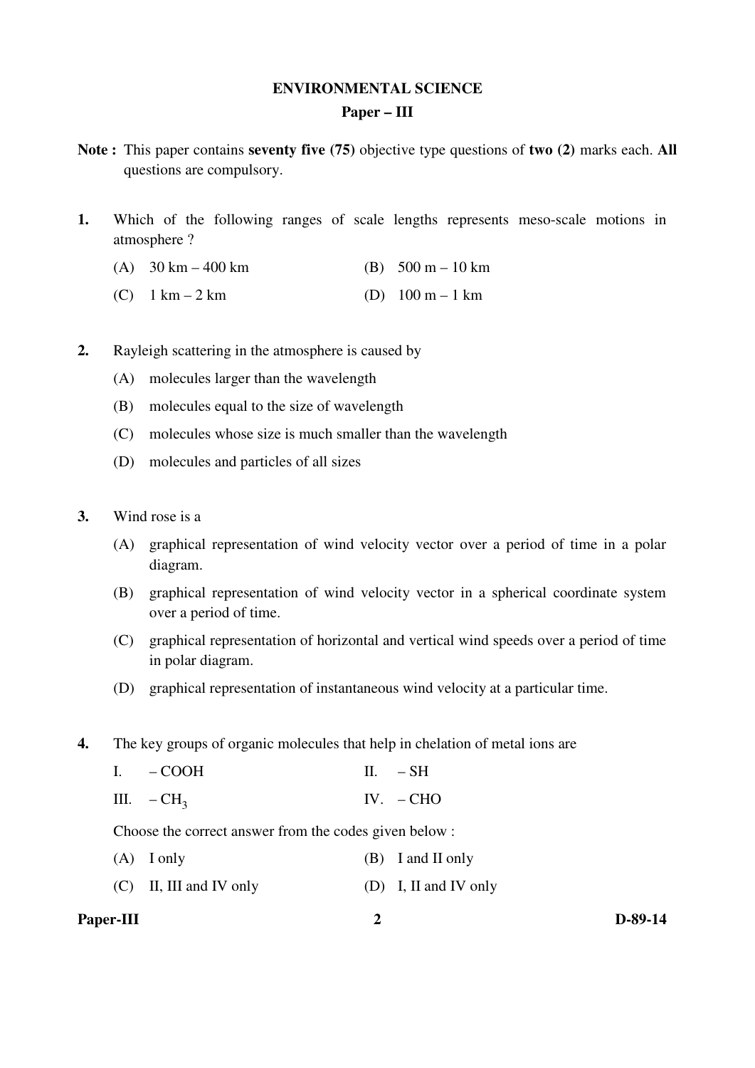# ENVIRONMENTAL SCIENCE

## Paper – III

**Note :** This paper contains **seventy five (75)** objective type questions of **two (2)** marks each. **All** questions are compulsory.

**1.** Which of the following ranges of scale lengths represents meso-scale motions in atmosphere ?

(A) 30 km – 400 km
(B) 500 m – 10 km
(C) 1 km – 2 km
(D) 100 m – 1 km

**2.** Rayleigh scattering in the atmosphere is caused by

(A) molecules larger than the wavelength
(B) molecules equal to the size of wavelength
(C) molecules whose size is much smaller than the wavelength
(D) molecules and particles of all sizes

**3.** Wind rose is a

(A) graphical representation of wind velocity vector over a period of time in a polar diagram.
(B) graphical representation of wind velocity vector in a spherical coordinate system over a period of time.
(C) graphical representation of horizontal and vertical wind speeds over a period of time in polar diagram.
(D) graphical representation of instantaneous wind velocity at a particular time.

**4.** The key groups of organic molecules that help in chelation of metal ions are

I. – COOH
II. – SH
III. – $CH_3$
IV. – CHO

Choose the correct answer from the codes given below :

(A) I only
(B) I and II only
(C) II, III and IV only
(D) I, II and IV only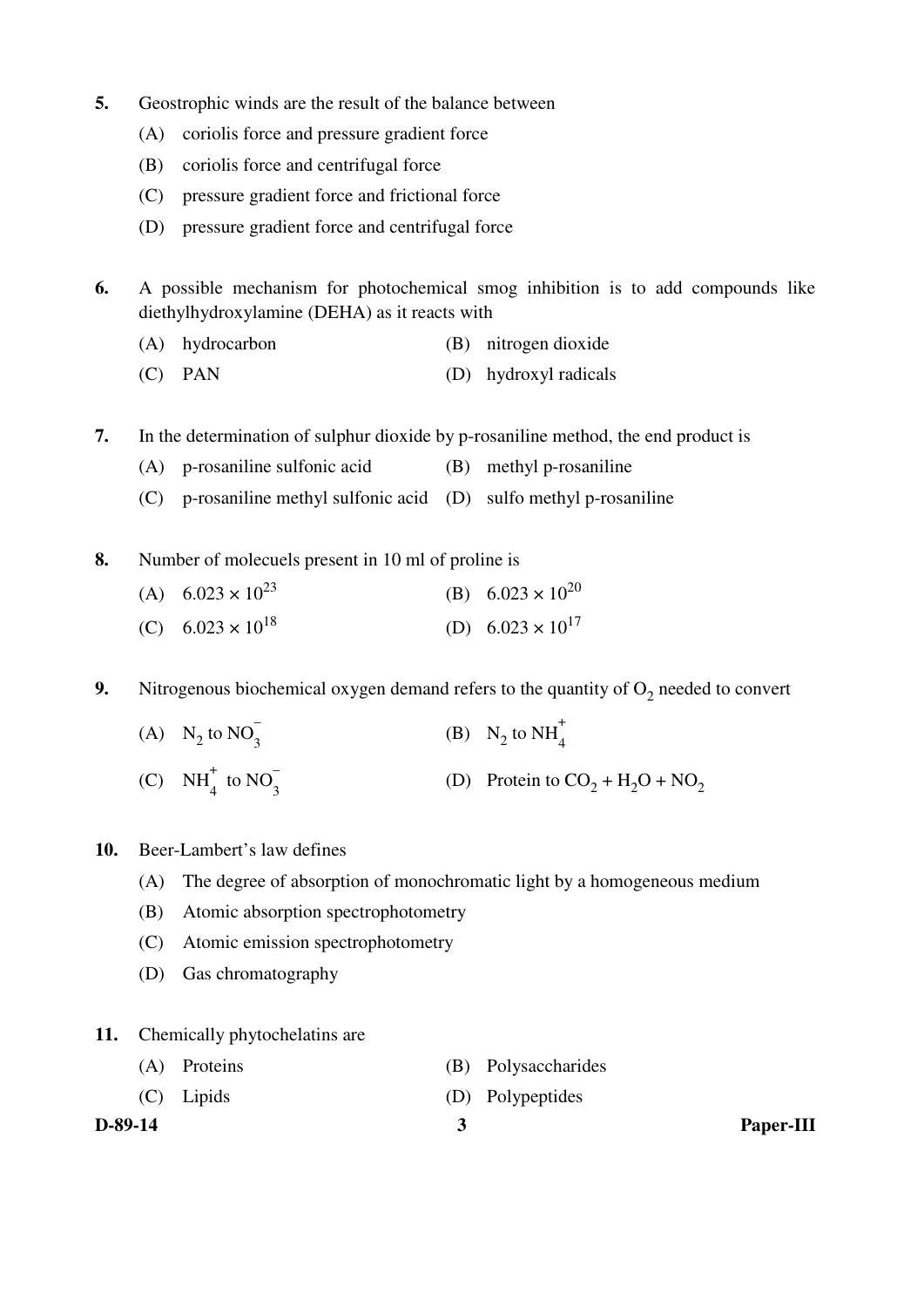**5.** Geostrophic winds are the result of the balance between

(A) coriolis force and pressure gradient force

(B) coriolis force and centrifugal force

(C) pressure gradient force and frictional force

(D) pressure gradient force and centrifugal force

**6.** A possible mechanism for photochemical smog inhibition is to add compounds like diethylhydroxylamine (DEHA) as it reacts with

(A) hydrocarbon

(B) nitrogen dioxide

(C) PAN

(D) hydroxyl radicals

**7.** In the determination of sulphur dioxide by p-rosaniline method, the end product is

(A) p-rosaniline sulfonic acid

(B) methyl p-rosaniline

(C) p-rosaniline methyl sulfonic acid

(D) sulfo methyl p-rosaniline

**8.** Number of molecuels present in 10 ml of proline is

(A) $6.023 \times 10^{23}$

(B) $6.023 \times 10^{20}$

(C) $6.023 \times 10^{18}$

(D) $6.023 \times 10^{17}$

**9.** Nitrogenous biochemical oxygen demand refers to the quantity of $O_2$ needed to convert

(A) $N_2$ to $NO_3^-$

(B) $N_2$ to $NH_4^+$

(C) $NH_4^+$ to $NO_3^-$

(D) Protein to $CO_2 + H_2O + NO_2$

**10.** Beer-Lambert's law defines

(A) The degree of absorption of monochromatic light by a homogeneous medium

(B) Atomic absorption spectrophotometry

(C) Atomic emission spectrophotometry

(D) Gas chromatography

**11.** Chemically phytochelatins are

(A) Proteins

(B) Polysaccharides

(C) Lipids

(D) Polypeptides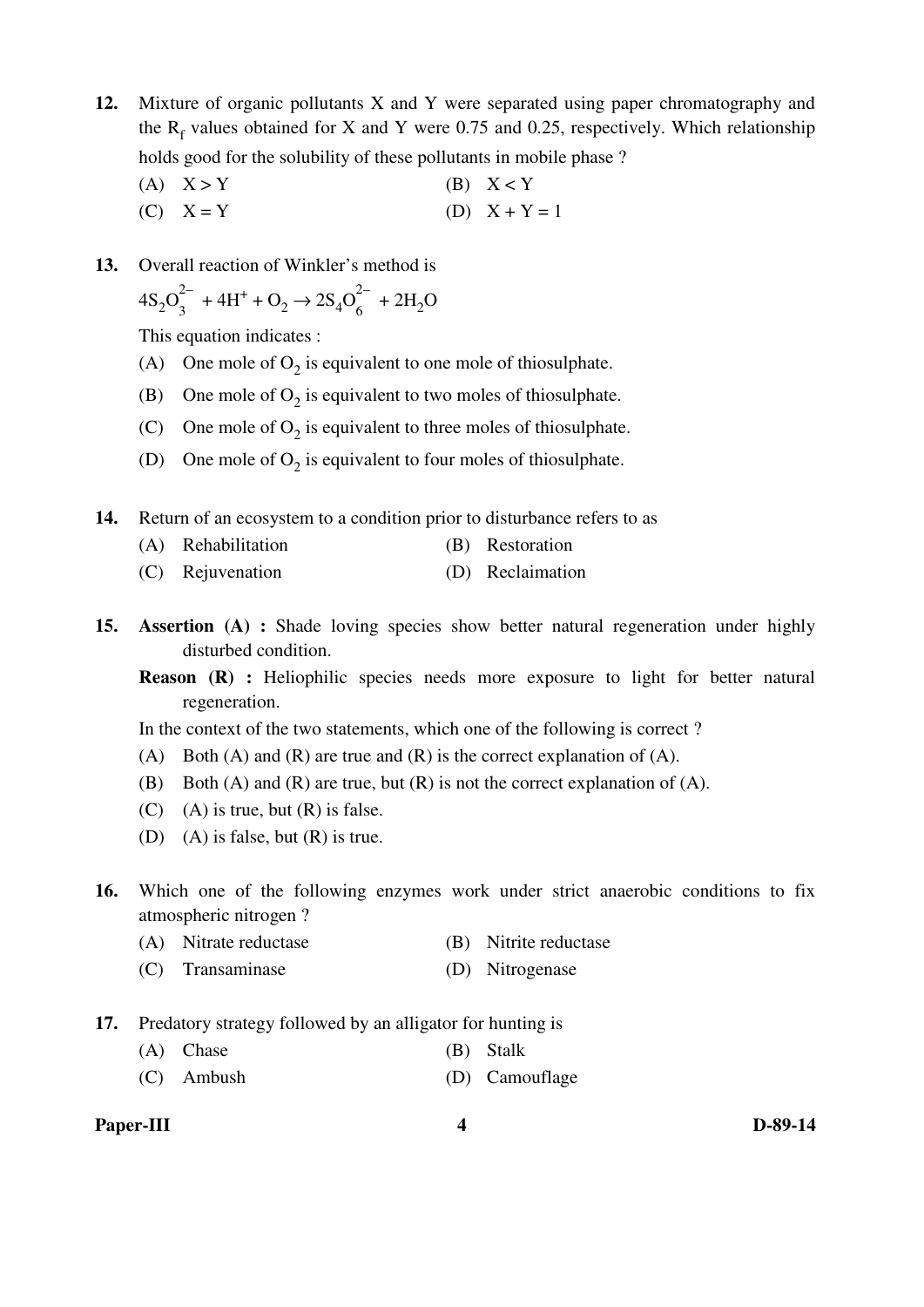12. Mixture of organic pollutants X and Y were separated using paper chromatography and the $R_f$ values obtained for X and Y were 0.75 and 0.25, respectively. Which relationship holds good for the solubility of these pollutants in mobile phase ?

    (A) X > Y
    (B) X < Y
    (C) X = Y
    (D) X + Y = 1

13. Overall reaction of Winkler's method is

    $$4S_2O_3^{2-} + 4H^+ + O_2 \rightarrow 2S_4O_6^{2-} + 2H_2O$$

    This equation indicates :

    (A) One mole of $O_2$ is equivalent to one mole of thiosulphate.
    (B) One mole of $O_2$ is equivalent to two moles of thiosulphate.
    (C) One mole of $O_2$ is equivalent to three moles of thiosulphate.
    (D) One mole of $O_2$ is equivalent to four moles of thiosulphate.

14. Return of an ecosystem to a condition prior to disturbance refers to as

    (A) Rehabilitation
    (B) Restoration
    (C) Rejuvenation
    (D) Reclaimation

15. **Assertion (A) :** Shade loving species show better natural regeneration under highly disturbed condition.

    **Reason (R) :** Heliophilic species needs more exposure to light for better natural regeneration.

    In the context of the two statements, which one of the following is correct ?

    (A) Both (A) and (R) are true and (R) is the correct explanation of (A).
    (B) Both (A) and (R) are true, but (R) is not the correct explanation of (A).
    (C) (A) is true, but (R) is false.
    (D) (A) is false, but (R) is true.

16. Which one of the following enzymes work under strict anaerobic conditions to fix atmospheric nitrogen ?

    (A) Nitrate reductase
    (B) Nitrite reductase
    (C) Transaminase
    (D) Nitrogenase

17. Predatory strategy followed by an alligator for hunting is

    (A) Chase
    (B) Stalk
    (C) Ambush
    (D) Camouflage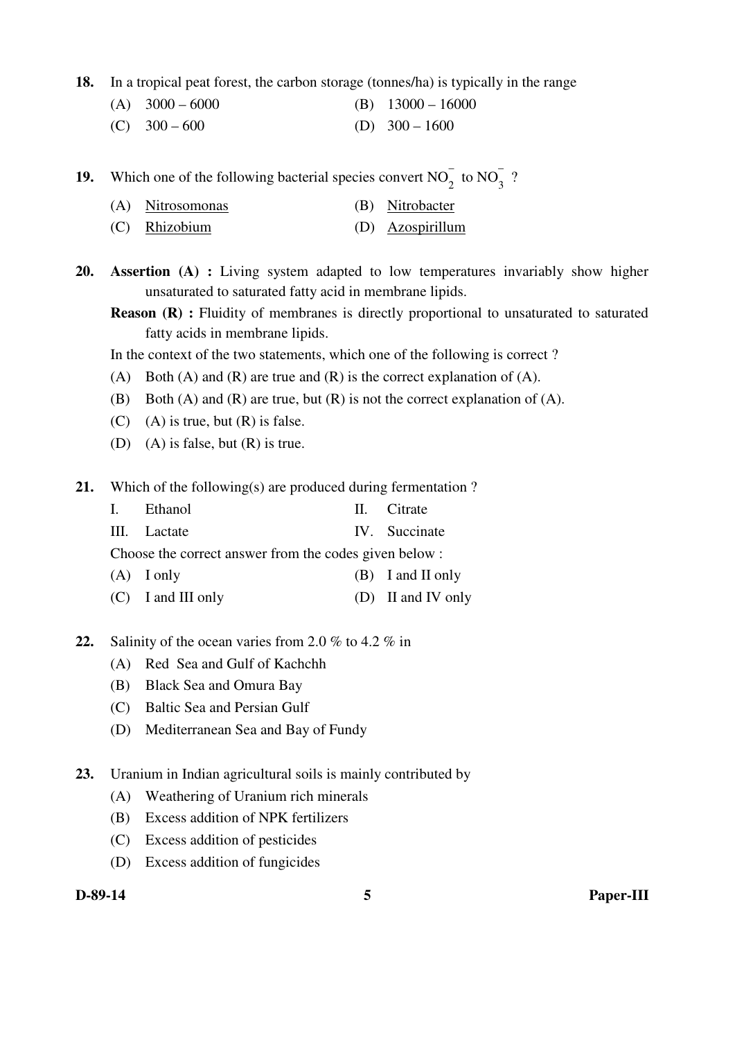**18.** In a tropical peat forest, the carbon storage (tonnes/ha) is typically in the range

(A) 3000 – 6000

(B) 13000 – 16000

(C) 300 – 600

(D) 300 – 1600

**19.** Which one of the following bacterial species convert $NO_2^-$ to $NO_3^-$ ?

(A) Nitrosomonas

(B) Nitrobacter

(C) Rhizobium

(D) Azospirillum

**20.** **Assertion (A) :** Living system adapted to low temperatures invariably show higher unsaturated to saturated fatty acid in membrane lipids.

**Reason (R) :** Fluidity of membranes is directly proportional to unsaturated to saturated fatty acids in membrane lipids.

In the context of the two statements, which one of the following is correct ?

(A) Both (A) and (R) are true and (R) is the correct explanation of (A).

(B) Both (A) and (R) are true, but (R) is not the correct explanation of (A).

(C) (A) is true, but (R) is false.

(D) (A) is false, but (R) is true.

**21.** Which of the following(s) are produced during fermentation ?

I. Ethanol

II. Citrate

III. Lactate

IV. Succinate

Choose the correct answer from the codes given below :

(A) I only

(B) I and II only

(C) I and III only

(D) II and IV only

**22.** Salinity of the ocean varies from 2.0 % to 4.2 % in

(A) Red Sea and Gulf of Kachchh

(B) Black Sea and Omura Bay

(C) Baltic Sea and Persian Gulf

(D) Mediterranean Sea and Bay of Fundy

**23.** Uranium in Indian agricultural soils is mainly contributed by

(A) Weathering of Uranium rich minerals

(B) Excess addition of NPK fertilizers

(C) Excess addition of pesticides

(D) Excess addition of fungicides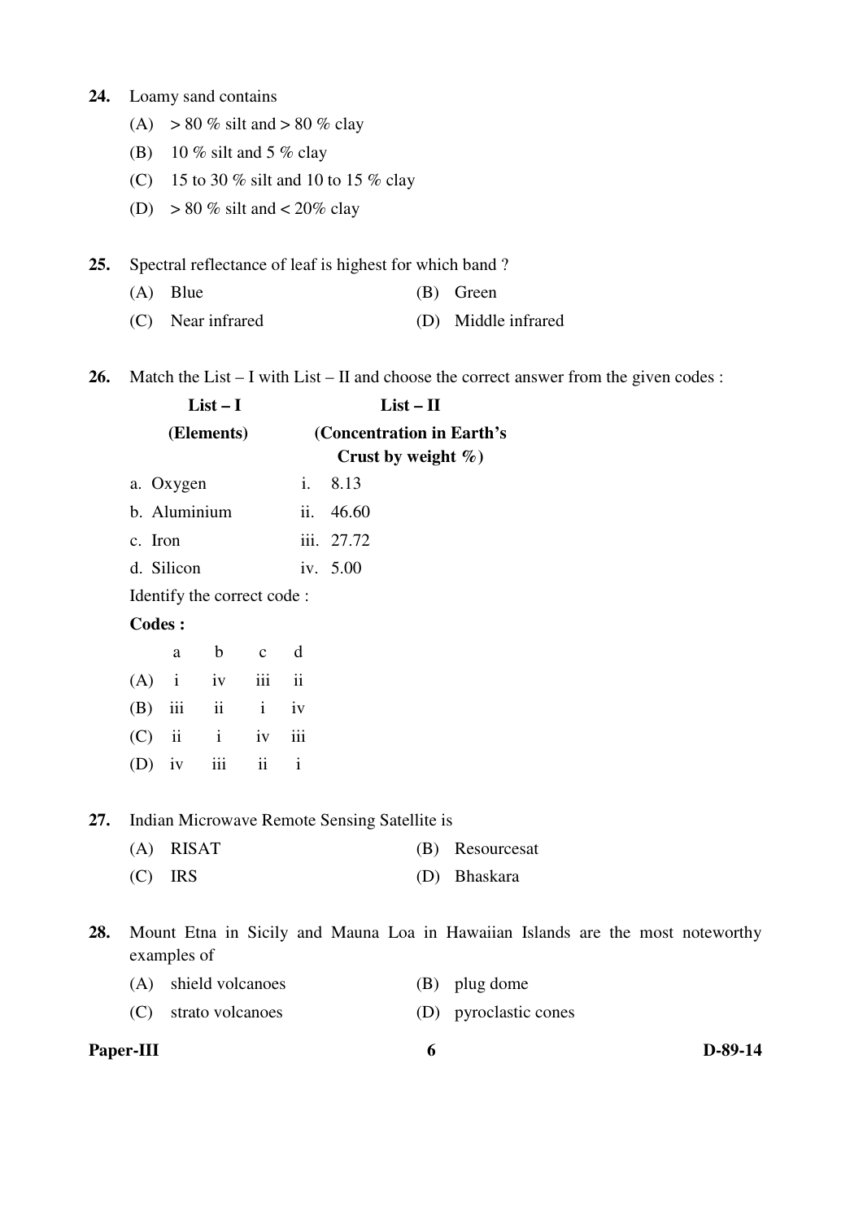**24.** Loamy sand contains

(A) > 80 % silt and > 80 % clay

(B) 10 % silt and 5 % clay

(C) 15 to 30 % silt and 10 to 15 % clay

(D) > 80 % silt and < 20% clay

**25.** Spectral reflectance of leaf is highest for which band ?

(A) Blue

(B) Green

(C) Near infrared

(D) Middle infrared

**26.** Match the List – I with List – II and choose the correct answer from the given codes :

| **List – I (Elements)** | **List – II (Concentration in Earth's Crust by weight %)** |
|---|---|
| a. Oxygen | i. 8.13 |
| b. Aluminium | ii. 46.60 |
| c. Iron | iii. 27.72 |
| d. Silicon | iv. 5.00 |

Identify the correct code :

**Codes :**

| | a | b | c | d |
|---|---|---|---|---|
| (A) | i | iv | iii | ii |
| (B) | iii | ii | i | iv |
| (C) | ii | i | iv | iii |
| (D) | iv | iii | ii | i |

**27.** Indian Microwave Remote Sensing Satellite is

(A) RISAT

(B) Resourcesat

(C) IRS

(D) Bhaskara

**28.** Mount Etna in Sicily and Mauna Loa in Hawaiian Islands are the most noteworthy examples of

(A) shield volcanoes

(B) plug dome

(C) strato volcanoes

(D) pyroclastic cones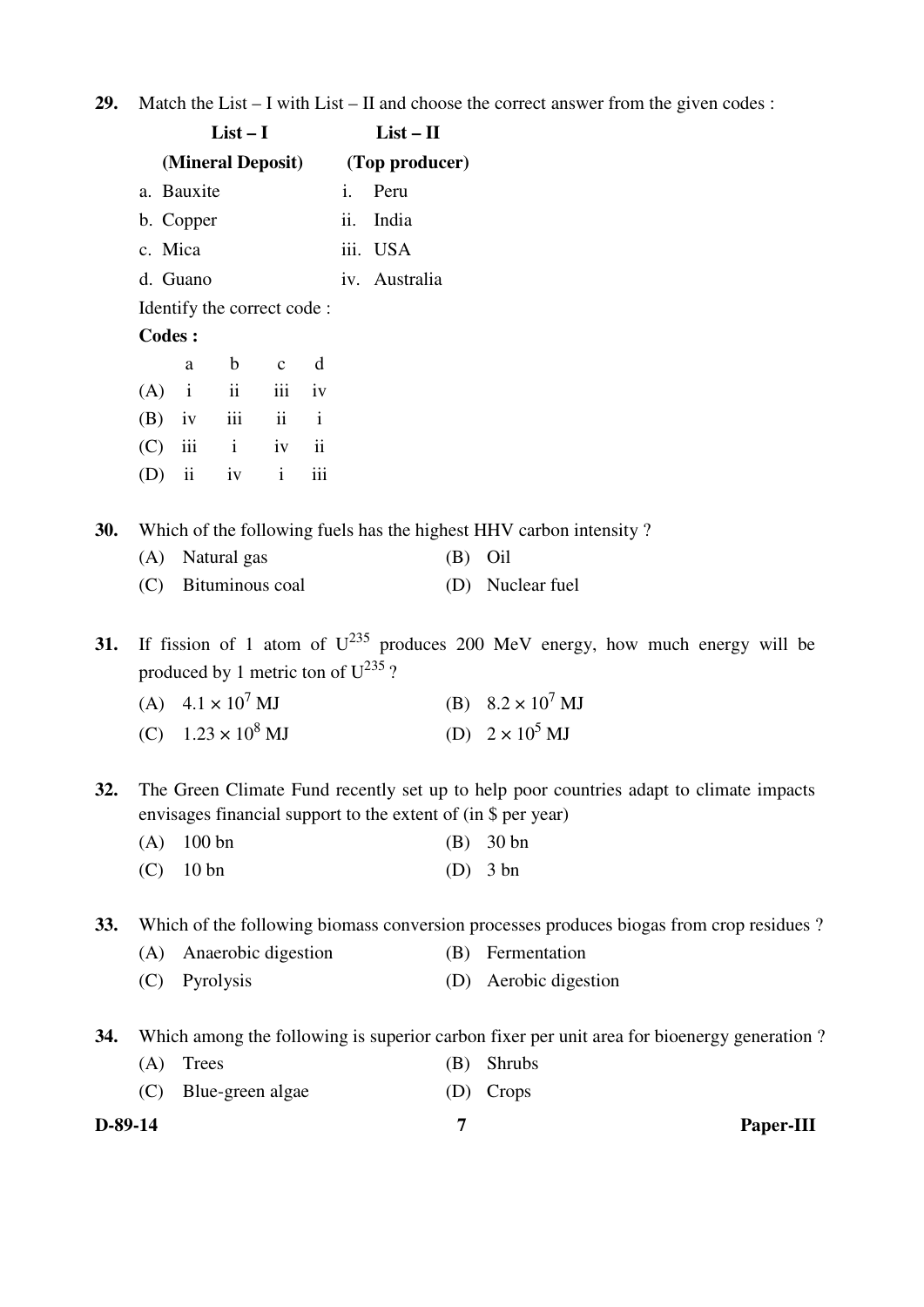**29.** Match the List – I with List – II and choose the correct answer from the given codes :

| List – I (Mineral Deposit) | List – II (Top producer) |
|---|---|
| a. Bauxite | i. Peru |
| b. Copper | ii. India |
| c. Mica | iii. USA |
| d. Guano | iv. Australia |

Identify the correct code :

**Codes :**

| | a | b | c | d |
|---|---|---|---|---|
| (A) | i | ii | iii | iv |
| (B) | iv | iii | ii | i |
| (C) | iii | i | iv | ii |
| (D) | ii | iv | i | iii |

**30.** Which of the following fuels has the highest HHV carbon intensity ?

(A) Natural gas
(B) Oil
(C) Bituminous coal
(D) Nuclear fuel

**31.** If fission of 1 atom of $U^{235}$ produces 200 MeV energy, how much energy will be produced by 1 metric ton of $U^{235}$ ?

(A) $4.1 \times 10^7$ MJ
(B) $8.2 \times 10^7$ MJ
(C) $1.23 \times 10^8$ MJ
(D) $2 \times 10^5$ MJ

**32.** The Green Climate Fund recently set up to help poor countries adapt to climate impacts envisages financial support to the extent of (in $ per year)

(A) 100 bn
(B) 30 bn
(C) 10 bn
(D) 3 bn

**33.** Which of the following biomass conversion processes produces biogas from crop residues ?

(A) Anaerobic digestion
(B) Fermentation
(C) Pyrolysis
(D) Aerobic digestion

**34.** Which among the following is superior carbon fixer per unit area for bioenergy generation ?

(A) Trees
(B) Shrubs
(C) Blue-green algae
(D) Crops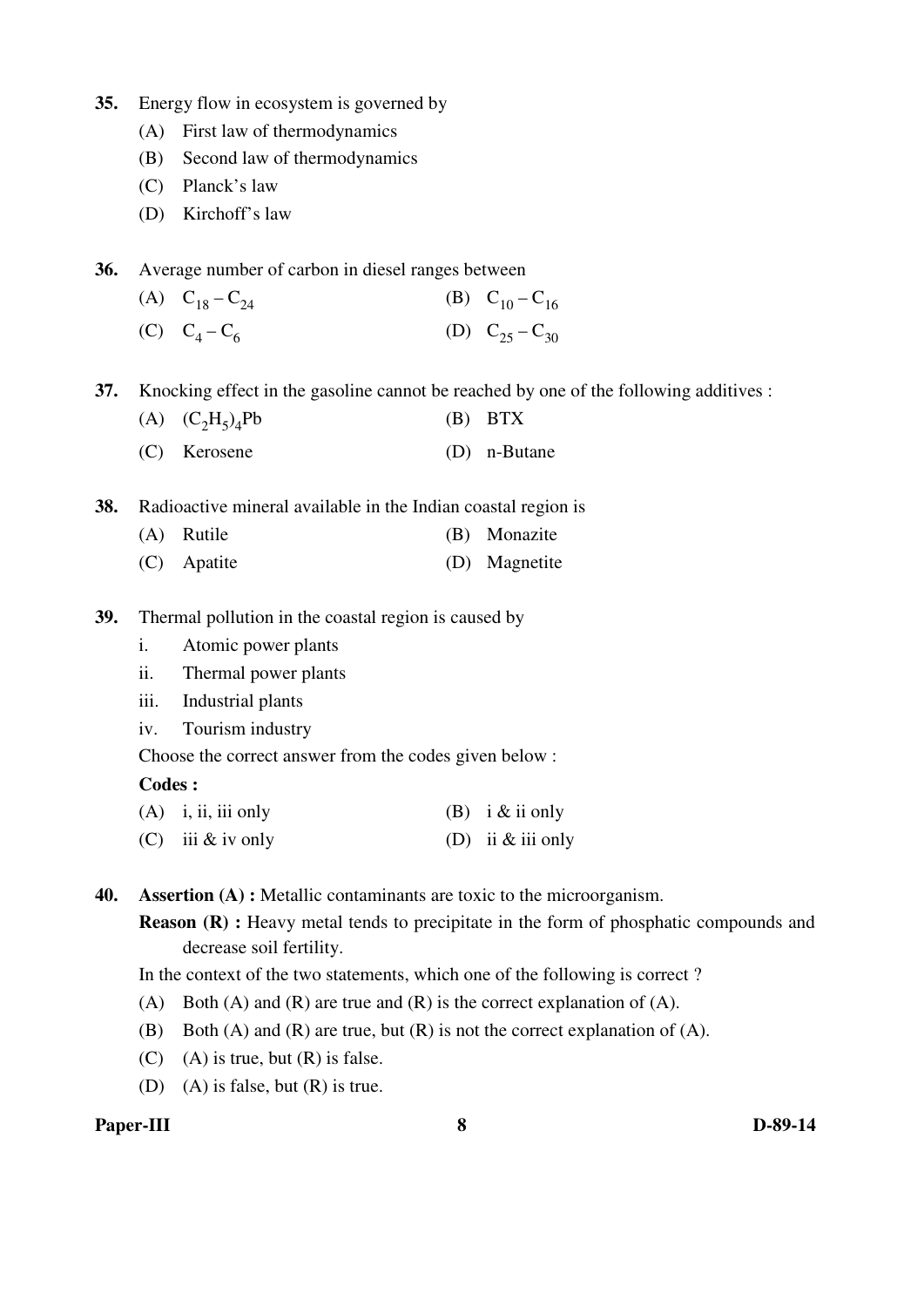**35.** Energy flow in ecosystem is governed by

(A) First law of thermodynamics

(B) Second law of thermodynamics

(C) Planck's law

(D) Kirchoff's law

**36.** Average number of carbon in diesel ranges between

(A) $C_{18} - C_{24}$

(B) $C_{10} - C_{16}$

(C) $C_4 - C_6$

(D) $C_{25} - C_{30}$

**37.** Knocking effect in the gasoline cannot be reached by one of the following additives :

(A) $(C_2H_5)_4Pb$

(B) BTX

(C) Kerosene

(D) n-Butane

**38.** Radioactive mineral available in the Indian coastal region is

(A) Rutile

(B) Monazite

(C) Apatite

(D) Magnetite

**39.** Thermal pollution in the coastal region is caused by

i. Atomic power plants

ii. Thermal power plants

iii. Industrial plants

iv. Tourism industry

Choose the correct answer from the codes given below :

**Codes :**

(A) i, ii, iii only

(B) i & ii only

(C) iii & iv only

(D) ii & iii only

**40.** **Assertion (A) :** Metallic contaminants are toxic to the microorganism.

**Reason (R) :** Heavy metal tends to precipitate in the form of phosphatic compounds and decrease soil fertility.

In the context of the two statements, which one of the following is correct ?

(A) Both (A) and (R) are true and (R) is the correct explanation of (A).

(B) Both (A) and (R) are true, but (R) is not the correct explanation of (A).

(C) (A) is true, but (R) is false.

(D) (A) is false, but (R) is true.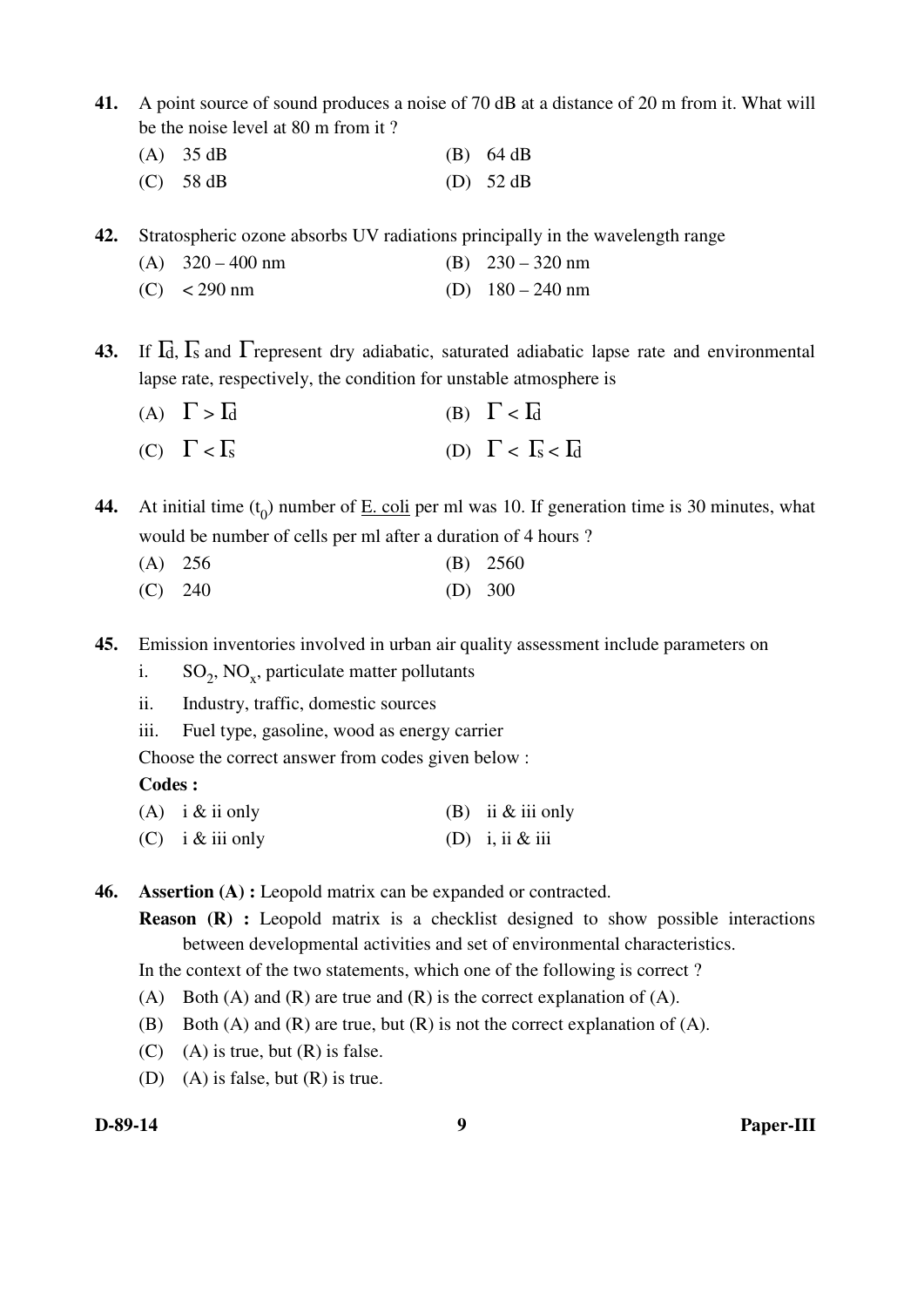**41.** A point source of sound produces a noise of 70 dB at a distance of 20 m from it. What will be the noise level at 80 m from it ?

(A) 35 dB
(B) 64 dB
(C) 58 dB
(D) 52 dB

**42.** Stratospheric ozone absorbs UV radiations principally in the wavelength range

(A) 320 – 400 nm
(B) 230 – 320 nm
(C) < 290 nm
(D) 180 – 240 nm

**43.** If $\Gamma_d$, $\Gamma_s$ and $\Gamma$ represent dry adiabatic, saturated adiabatic lapse rate and environmental lapse rate, respectively, the condition for unstable atmosphere is

(A) $\Gamma > \Gamma_d$
(B) $\Gamma < \Gamma_d$
(C) $\Gamma < \Gamma_s$
(D) $\Gamma < \Gamma_s < \Gamma_d$

**44.** At initial time ($t_0$) number of E. coli per ml was 10. If generation time is 30 minutes, what would be number of cells per ml after a duration of 4 hours ?

(A) 256
(B) 2560
(C) 240
(D) 300

**45.** Emission inventories involved in urban air quality assessment include parameters on

i. $SO_2$, $NO_x$, particulate matter pollutants

ii. Industry, traffic, domestic sources

iii. Fuel type, gasoline, wood as energy carrier

Choose the correct answer from codes given below :

**Codes :**

(A) i & ii only
(B) ii & iii only
(C) i & iii only
(D) i, ii & iii

**46.** **Assertion (A) :** Leopold matrix can be expanded or contracted.

**Reason (R) :** Leopold matrix is a checklist designed to show possible interactions between developmental activities and set of environmental characteristics.

In the context of the two statements, which one of the following is correct ?

(A) Both (A) and (R) are true and (R) is the correct explanation of (A).
(B) Both (A) and (R) are true, but (R) is not the correct explanation of (A).
(C) (A) is true, but (R) is false.
(D) (A) is false, but (R) is true.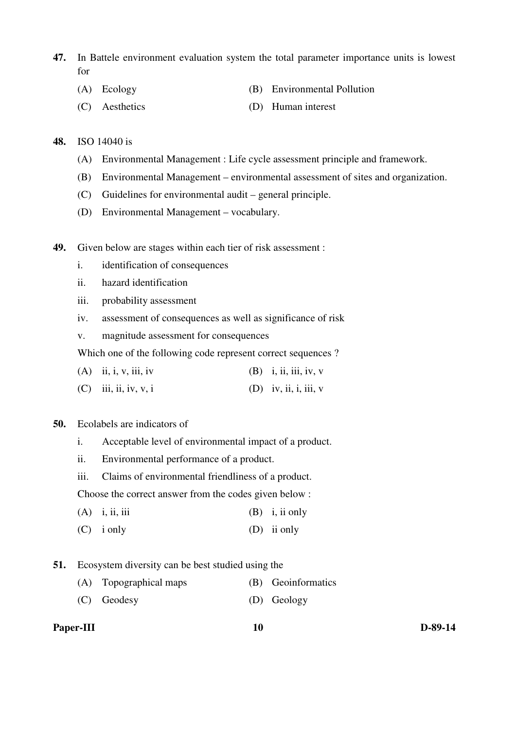**47.** In Battele environment evaluation system the total parameter importance units is lowest for

(A) Ecology (B) Environmental Pollution

(C) Aesthetics (D) Human interest

**48.** ISO 14040 is

(A) Environmental Management : Life cycle assessment principle and framework.

(B) Environmental Management – environmental assessment of sites and organization.

(C) Guidelines for environmental audit – general principle.

(D) Environmental Management – vocabulary.

**49.** Given below are stages within each tier of risk assessment :

i. identification of consequences

ii. hazard identification

iii. probability assessment

iv. assessment of consequences as well as significance of risk

v. magnitude assessment for consequences

Which one of the following code represent correct sequences ?

(A) ii, i, v, iii, iv (B) i, ii, iii, iv, v

(C) iii, ii, iv, v, i (D) iv, ii, i, iii, v

**50.** Ecolabels are indicators of

i. Acceptable level of environmental impact of a product.

ii. Environmental performance of a product.

iii. Claims of environmental friendliness of a product.

Choose the correct answer from the codes given below :

(A) i, ii, iii (B) i, ii only

(C) i only (D) ii only

**51.** Ecosystem diversity can be best studied using the

(A) Topographical maps (B) Geoinformatics

(C) Geodesy (D) Geology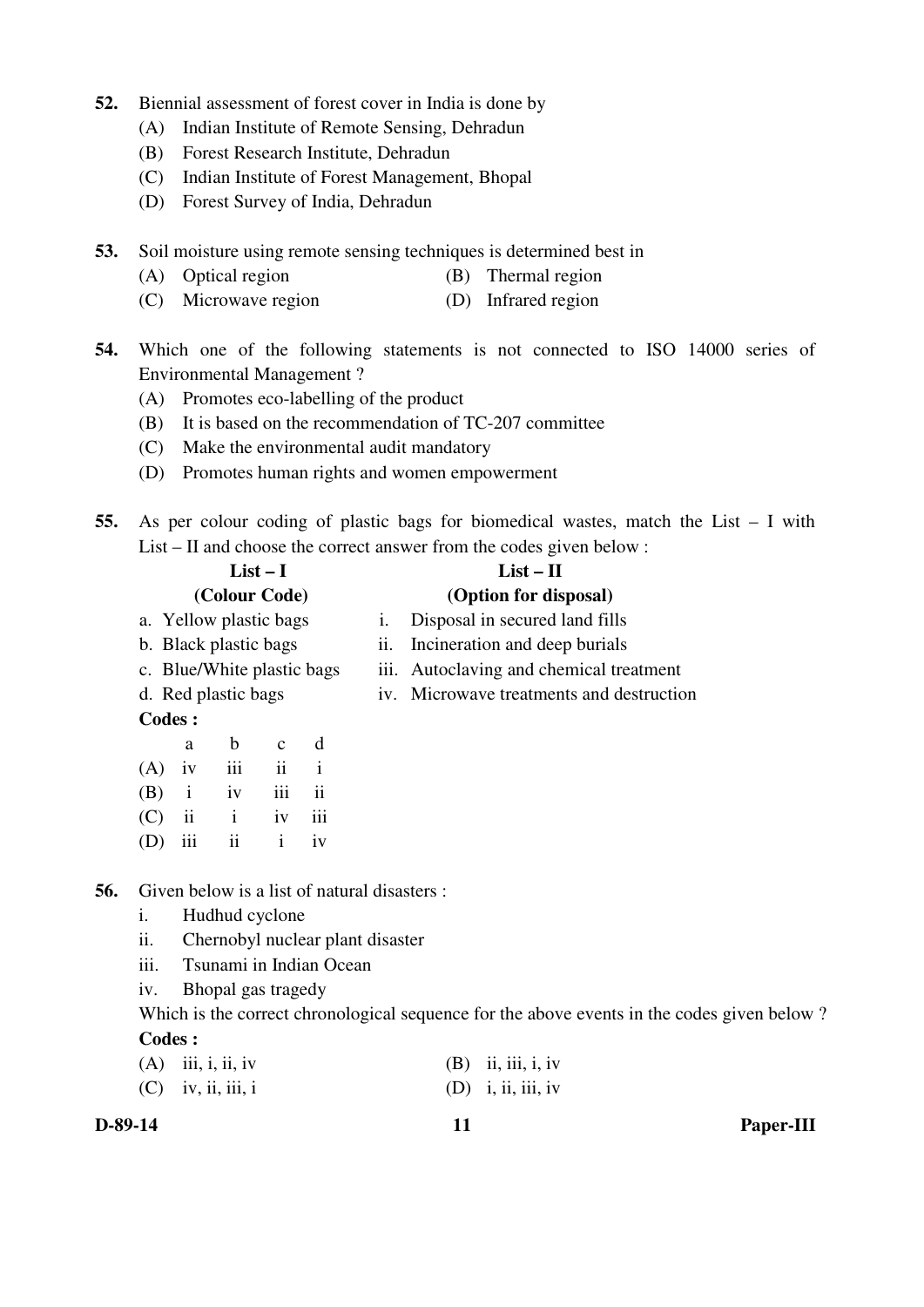52. Biennial assessment of forest cover in India is done by
   (A) Indian Institute of Remote Sensing, Dehradun
   (B) Forest Research Institute, Dehradun
   (C) Indian Institute of Forest Management, Bhopal
   (D) Forest Survey of India, Dehradun

53. Soil moisture using remote sensing techniques is determined best in
   (A) Optical region
   (B) Thermal region
   (C) Microwave region
   (D) Infrared region

54. Which one of the following statements is not connected to ISO 14000 series of Environmental Management ?
   (A) Promotes eco-labelling of the product
   (B) It is based on the recommendation of TC-207 committee
   (C) Make the environmental audit mandatory
   (D) Promotes human rights and women empowerment

55. As per colour coding of plastic bags for biomedical wastes, match the List – I with List – II and choose the correct answer from the codes given below :

| **List – I (Colour Code)** | **List – II (Option for disposal)** |
|---|---|
| a. Yellow plastic bags | i. Disposal in secured land fills |
| b. Black plastic bags | ii. Incineration and deep burials |
| c. Blue/White plastic bags | iii. Autoclaving and chemical treatment |
| d. Red plastic bags | iv. Microwave treatments and destruction |

**Codes :**

| | a | b | c | d |
|---|---|---|---|---|
| (A) | iv | iii | ii | i |
| (B) | i | iv | iii | ii |
| (C) | ii | i | iv | iii |
| (D) | iii | ii | i | iv |

56. Given below is a list of natural disasters :
   i. Hudhud cyclone
   ii. Chernobyl nuclear plant disaster
   iii. Tsunami in Indian Ocean
   iv. Bhopal gas tragedy

   Which is the correct chronological sequence for the above events in the codes given below ?

   **Codes :**
   (A) iii, i, ii, iv
   (B) ii, iii, i, iv
   (C) iv, ii, iii, i
   (D) i, ii, iii, iv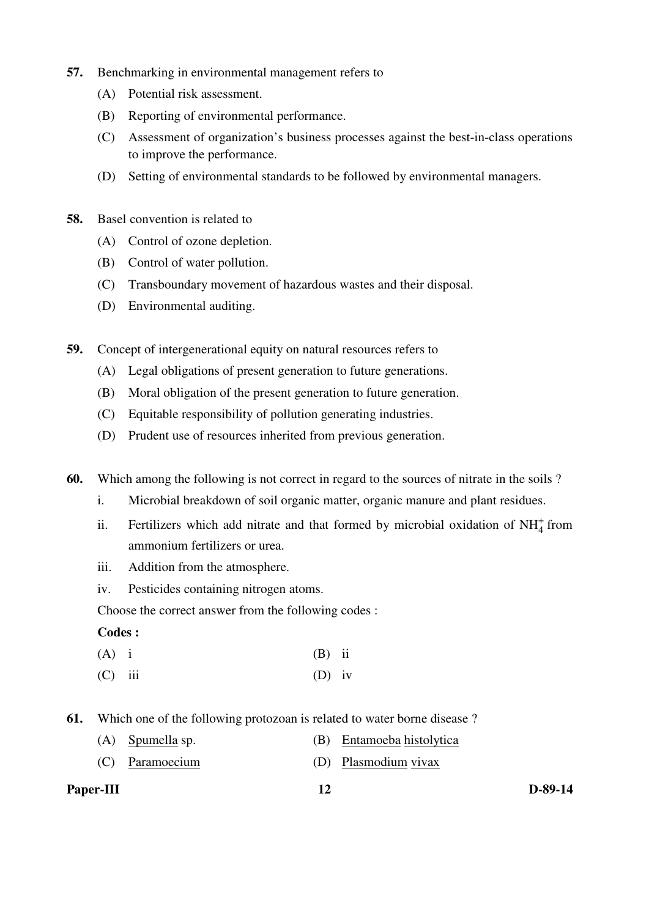**57.** Benchmarking in environmental management refers to

(A) Potential risk assessment.

(B) Reporting of environmental performance.

(C) Assessment of organization's business processes against the best-in-class operations to improve the performance.

(D) Setting of environmental standards to be followed by environmental managers.

**58.** Basel convention is related to

(A) Control of ozone depletion.

(B) Control of water pollution.

(C) Transboundary movement of hazardous wastes and their disposal.

(D) Environmental auditing.

**59.** Concept of intergenerational equity on natural resources refers to

(A) Legal obligations of present generation to future generations.

(B) Moral obligation of the present generation to future generation.

(C) Equitable responsibility of pollution generating industries.

(D) Prudent use of resources inherited from previous generation.

**60.** Which among the following is not correct in regard to the sources of nitrate in the soils ?

i. Microbial breakdown of soil organic matter, organic manure and plant residues.

ii. Fertilizers which add nitrate and that formed by microbial oxidation of $NH_4^+$ from ammonium fertilizers or urea.

iii. Addition from the atmosphere.

iv. Pesticides containing nitrogen atoms.

Choose the correct answer from the following codes :

**Codes :**

(A) i  (B) ii

(C) iii  (D) iv

**61.** Which one of the following protozoan is related to water borne disease ?

(A) Spumella sp.  (B) Entamoeba histolytica

(C) Paramoecium  (D) Plasmodium vivax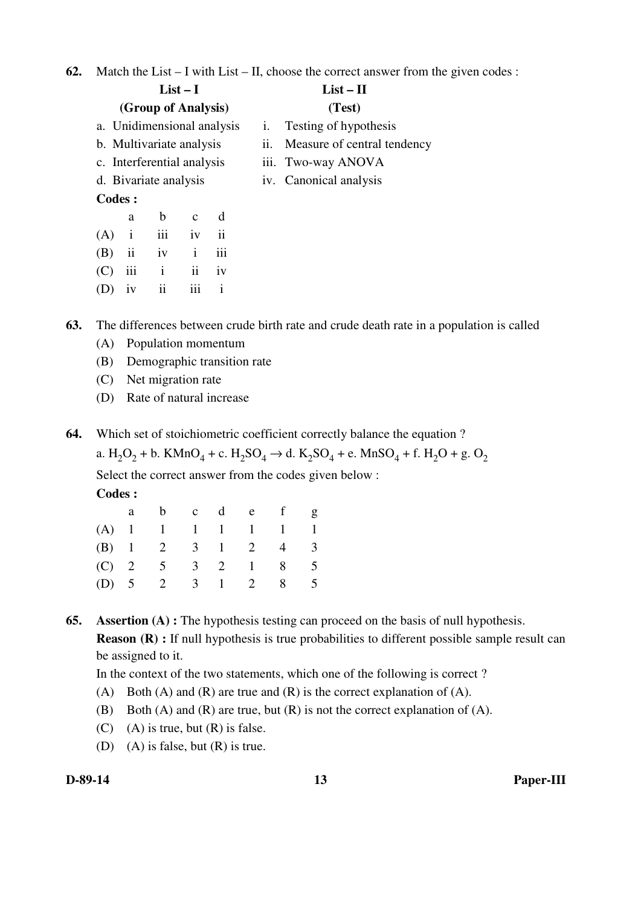**62.** Match the List – I with List – II, choose the correct answer from the given codes :

| List – I (Group of Analysis) | List – II (Test) |
|---|---|
| a. Unidimensional analysis | i. Testing of hypothesis |
| b. Multivariate analysis | ii. Measure of central tendency |
| c. Interferential analysis | iii. Two-way ANOVA |
| d. Bivariate analysis | iv. Canonical analysis |

**Codes :**

| | a | b | c | d |
|---|---|---|---|---|
| (A) | i | iii | iv | ii |
| (B) | ii | iv | i | iii |
| (C) | iii | i | ii | iv |
| (D) | iv | ii | iii | i |

**63.** The differences between crude birth rate and crude death rate in a population is called

(A) Population momentum

(B) Demographic transition rate

(C) Net migration rate

(D) Rate of natural increase

**64.** Which set of stoichiometric coefficient correctly balance the equation ?

a. $H_2O_2$ + b. $KMnO_4$ + c. $H_2SO_4$ $\rightarrow$ d. $K_2SO_4$ + e. $MnSO_4$ + f. $H_2O$ + g. $O_2$

Select the correct answer from the codes given below :

**Codes :**

| | a | b | c | d | e | f | g |
|---|---|---|---|---|---|---|---|
| (A) | 1 | 1 | 1 | 1 | 1 | 1 | 1 |
| (B) | 1 | 2 | 3 | 1 | 2 | 4 | 3 |
| (C) | 2 | 5 | 3 | 2 | 1 | 8 | 5 |
| (D) | 5 | 2 | 3 | 1 | 2 | 8 | 5 |

**65.** **Assertion (A) :** The hypothesis testing can proceed on the basis of null hypothesis.

**Reason (R) :** If null hypothesis is true probabilities to different possible sample result can be assigned to it.

In the context of the two statements, which one of the following is correct ?

(A) Both (A) and (R) are true and (R) is the correct explanation of (A).

(B) Both (A) and (R) are true, but (R) is not the correct explanation of (A).

(C) (A) is true, but (R) is false.

(D) (A) is false, but (R) is true.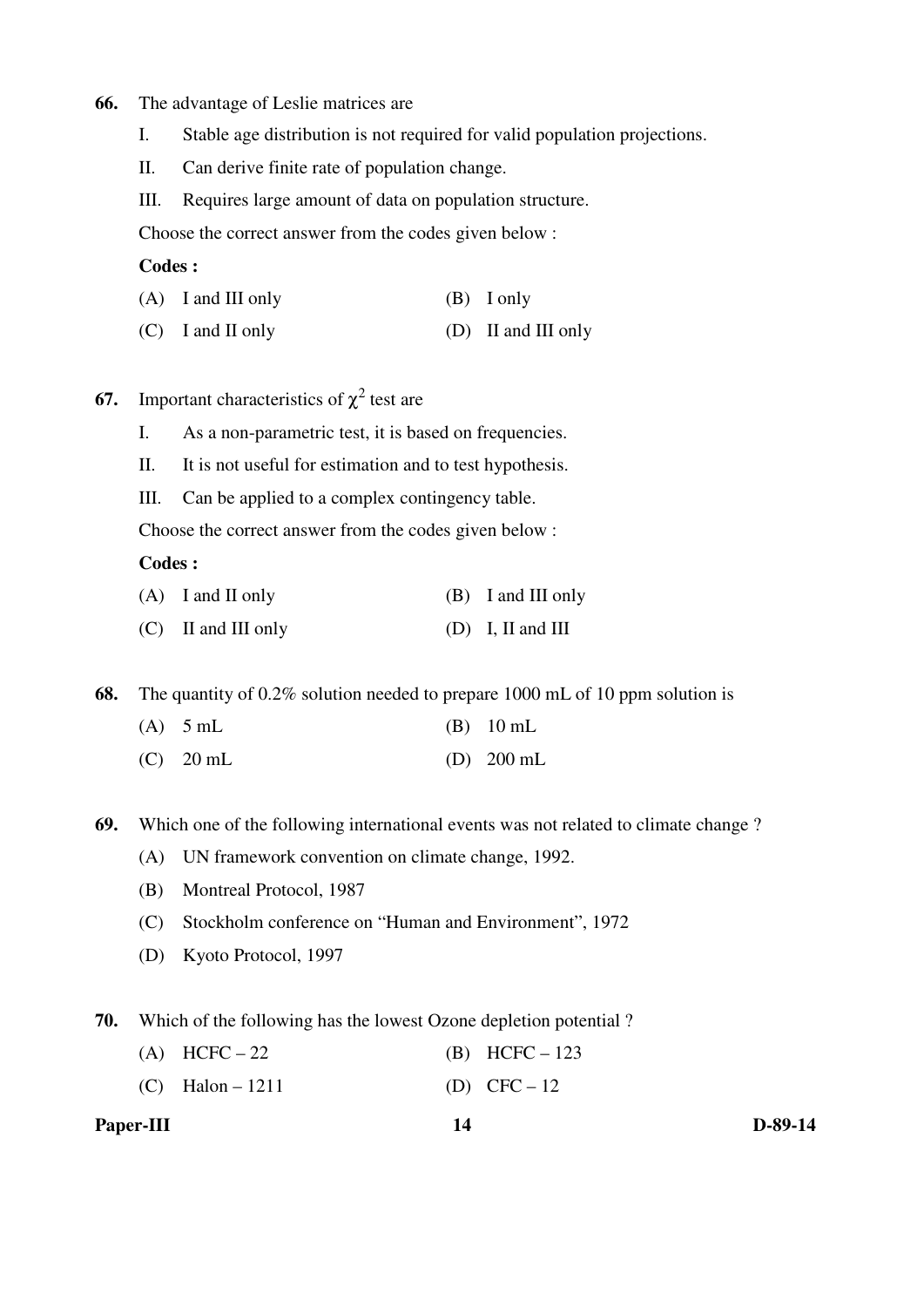66. The advantage of Leslie matrices are

I. Stable age distribution is not required for valid population projections.

II. Can derive finite rate of population change.

III. Requires large amount of data on population structure.

Choose the correct answer from the codes given below :

**Codes :**

(A) I and III only (B) I only

(C) I and II only (D) II and III only

67. Important characteristics of $\chi^2$ test are

I. As a non-parametric test, it is based on frequencies.

II. It is not useful for estimation and to test hypothesis.

III. Can be applied to a complex contingency table.

Choose the correct answer from the codes given below :

**Codes :**

(A) I and II only (B) I and III only

(C) II and III only (D) I, II and III

68. The quantity of 0.2% solution needed to prepare 1000 mL of 10 ppm solution is

(A) 5 mL (B) 10 mL

(C) 20 mL (D) 200 mL

69. Which one of the following international events was not related to climate change ?

(A) UN framework convention on climate change, 1992.

(B) Montreal Protocol, 1987

(C) Stockholm conference on "Human and Environment", 1972

(D) Kyoto Protocol, 1997

70. Which of the following has the lowest Ozone depletion potential ?

(A) HCFC – 22 (B) HCFC – 123

(C) Halon – 1211 (D) CFC – 12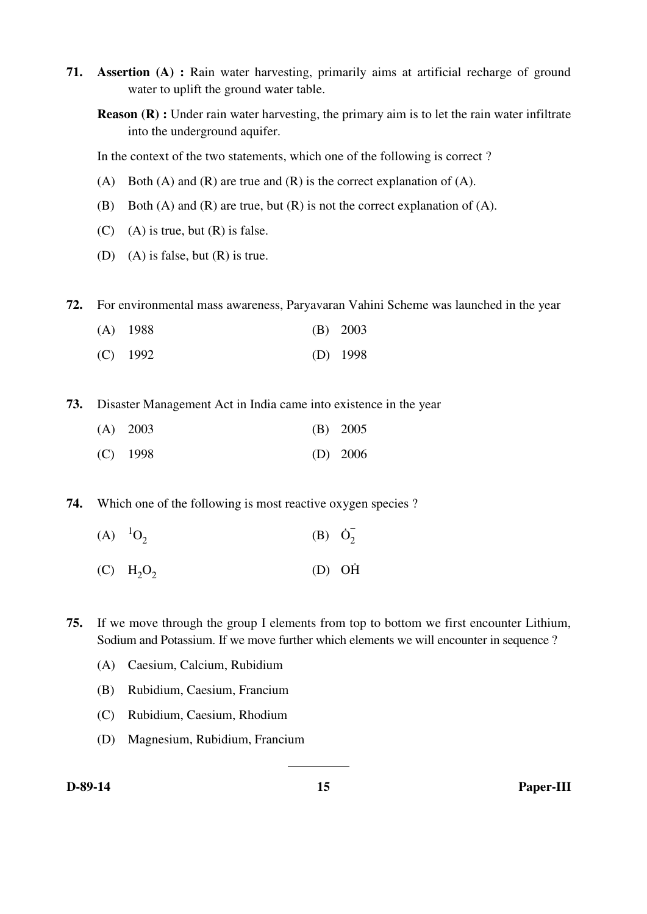71. **Assertion (A) :** Rain water harvesting, primarily aims at artificial recharge of ground water to uplift the ground water table.

**Reason (R) :** Under rain water harvesting, the primary aim is to let the rain water infiltrate into the underground aquifer.

In the context of the two statements, which one of the following is correct ?

(A) Both (A) and (R) are true and (R) is the correct explanation of (A).

(B) Both (A) and (R) are true, but (R) is not the correct explanation of (A).

(C) (A) is true, but (R) is false.

(D) (A) is false, but (R) is true.

72. For environmental mass awareness, Paryavaran Vahini Scheme was launched in the year

(A) 1988 (B) 2003

(C) 1992 (D) 1998

73. Disaster Management Act in India came into existence in the year

(A) 2003 (B) 2005

(C) 1998 (D) 2006

74. Which one of the following is most reactive oxygen species ?

(A) $^1O_2$ (B) $\dot{O}_2^-$

(C) $H_2O_2$ (D) $O\dot{H}$

75. If we move through the group I elements from top to bottom we first encounter Lithium, Sodium and Potassium. If we move further which elements we will encounter in sequence ?

(A) Caesium, Calcium, Rubidium

(B) Rubidium, Caesium, Francium

(C) Rubidium, Caesium, Rhodium

(D) Magnesium, Rubidium, Francium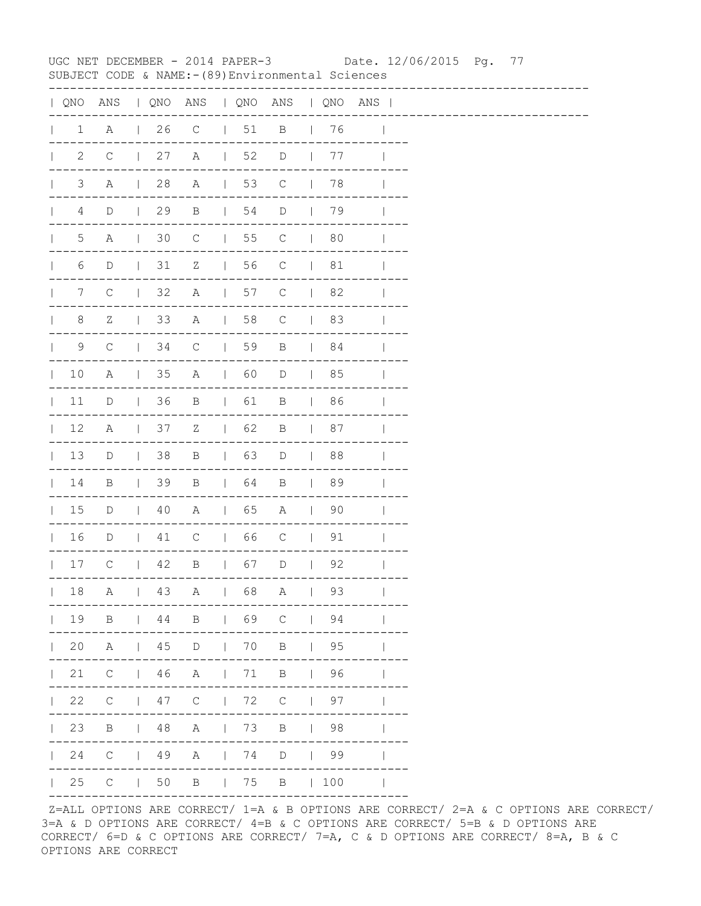UGC NET DECEMBER - 2014 PAPER-3 Date. 12/06/2015 Pg. 77

SUBJECT CODE & NAME:-(89)Environmental Sciences

| QNO | ANS | QNO | ANS | QNO | ANS | QNO | ANS |
|---|---|---|---|---|---|---|---|
| 1 | A | 26 | C | 51 | B | 76 | |
| 2 | C | 27 | A | 52 | D | 77 | |
| 3 | A | 28 | A | 53 | C | 78 | |
| 4 | D | 29 | B | 54 | D | 79 | |
| 5 | A | 30 | C | 55 | C | 80 | |
| 6 | D | 31 | Z | 56 | C | 81 | |
| 7 | C | 32 | A | 57 | C | 82 | |
| 8 | Z | 33 | A | 58 | C | 83 | |
| 9 | C | 34 | C | 59 | B | 84 | |
| 10 | A | 35 | A | 60 | D | 85 | |
| 11 | D | 36 | B | 61 | B | 86 | |
| 12 | A | 37 | Z | 62 | B | 87 | |
| 13 | D | 38 | B | 63 | D | 88 | |
| 14 | B | 39 | B | 64 | B | 89 | |
| 15 | D | 40 | A | 65 | A | 90 | |
| 16 | D | 41 | C | 66 | C | 91 | |
| 17 | C | 42 | B | 67 | D | 92 | |
| 18 | A | 43 | A | 68 | A | 93 | |
| 19 | B | 44 | B | 69 | C | 94 | |
| 20 | A | 45 | D | 70 | B | 95 | |
| 21 | C | 46 | A | 71 | B | 96 | |
| 22 | C | 47 | C | 72 | C | 97 | |
| 23 | B | 48 | A | 73 | B | 98 | |
| 24 | C | 49 | A | 74 | D | 99 | |
| 25 | C | 50 | B | 75 | B | 100 | |

Z=ALL OPTIONS ARE CORRECT/ 1=A & B OPTIONS ARE CORRECT/ 2=A & C OPTIONS ARE CORRECT/ 3=A & D OPTIONS ARE CORRECT/ 4=B & C OPTIONS ARE CORRECT/ 5=B & D OPTIONS ARE CORRECT/ 6=D & C OPTIONS ARE CORRECT/ 7=A, C & D OPTIONS ARE CORRECT/ 8=A, B & C OPTIONS ARE CORRECT